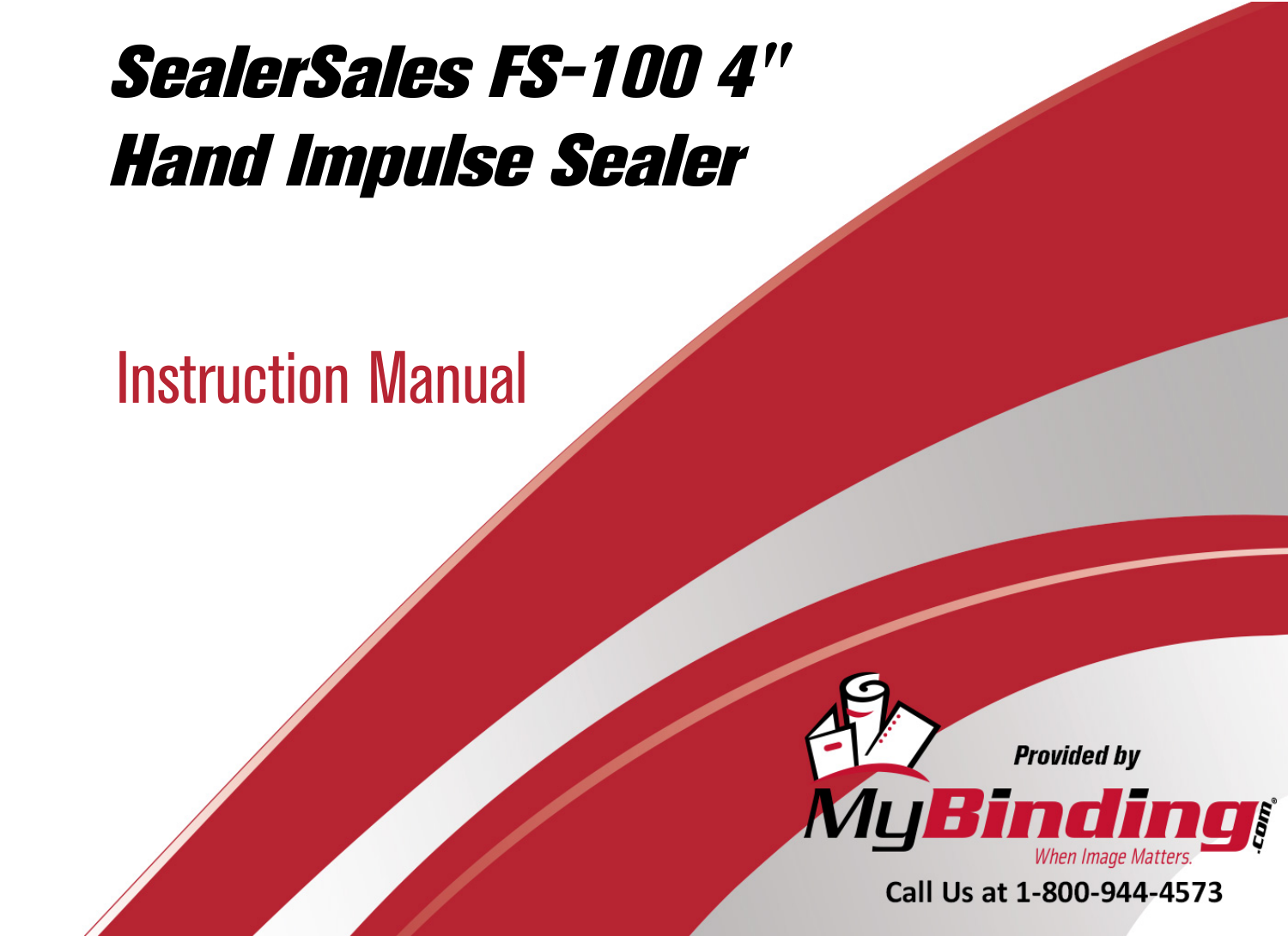# SealerSales FS-100 4" Hand Impulse Sealer

## Instruction Manual

Provided by

MyBinding.com

When Image Matters.

Call Us at 1-800-944-4573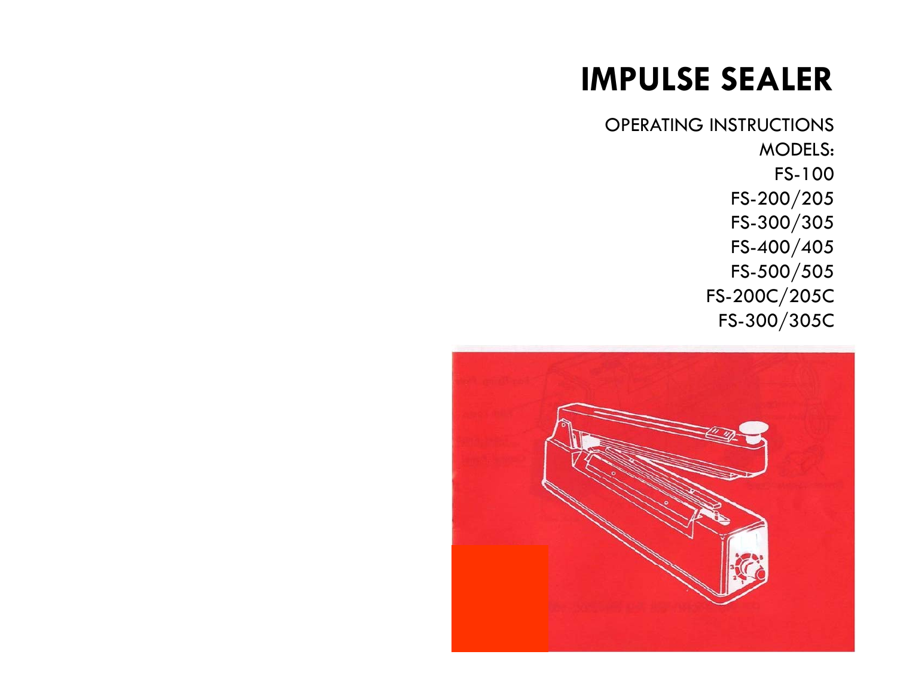# IMPULSE SEALER

OPERATING INSTRUCTIONS

MODELS:

FS-100

FS-200/205

FS-300/305

FS-400/405

FS-500/505

FS-200C/205C

FS-300/305C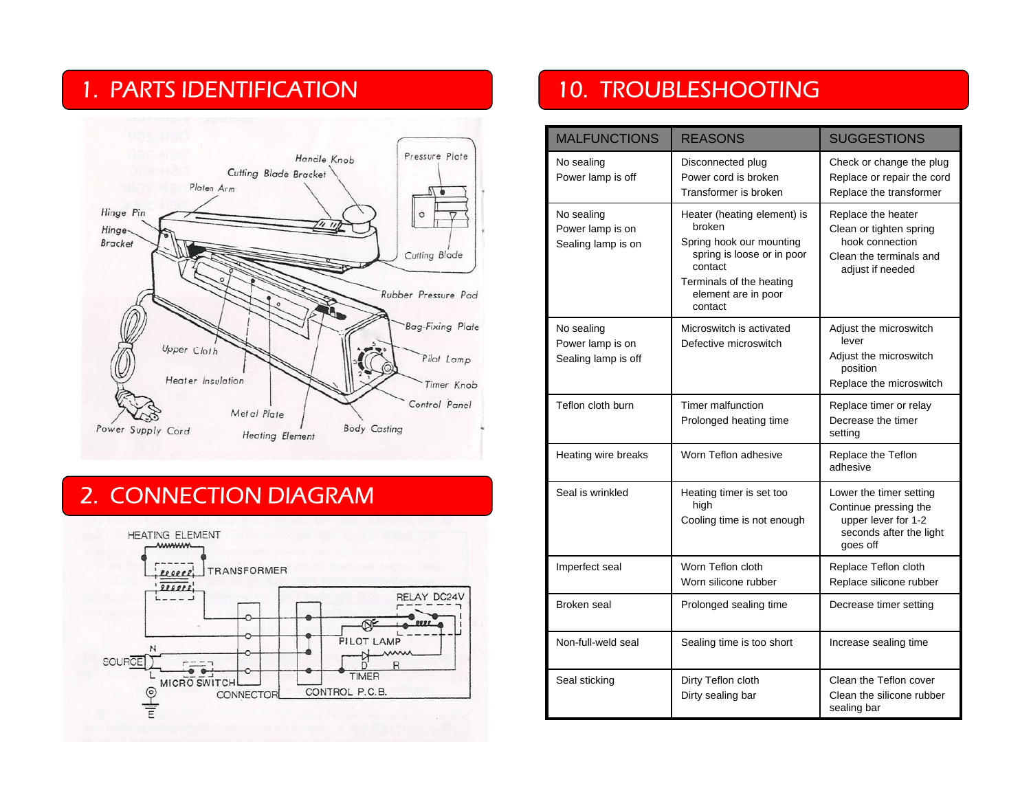## 1. PARTS IDENTIFICATION

Handle Knob
Cutting Blade Bracket
Platen Arm
Hinge Pin
Hinge Bracket
Pressure Plate
Cutting Blade
Rubber Pressure Pad
Bag-Fixing Plate
Pilot Lamp
Timer Knob
Control Panel
Upper Cloth
Heater Insulation
Metal Plate
Power Supply Cord
Heating Element
Body Casting

## 2. CONNECTION DIAGRAM

HEATING ELEMENT
TRANSFORMER
RELAY DC24V
PILOT LAMP
D R
TIMER
N
SOURCE
L
MICRO SWITCH
CONNECTOR
CONTROL P.C.B.
E

## 10. TROUBLESHOOTING

| MALFUNCTIONS | REASONS | SUGGESTIONS |
|---|---|---|
| No sealing<br>Power lamp is off | Disconnected plug<br>Power cord is broken<br>Transformer is broken | Check or change the plug<br>Replace or repair the cord<br>Replace the transformer |
| No sealing<br>Power lamp is on<br>Sealing lamp is on | Heater (heating element) is broken<br>Spring hook our mounting spring is loose or in poor contact<br>Terminals of the heating element are in poor contact | Replace the heater<br>Clean or tighten spring hook connection<br>Clean the terminals and adjust if needed |
| No sealing<br>Power lamp is on<br>Sealing lamp is off | Microswitch is activated<br>Defective microswitch | Adjust the microswitch lever<br>Adjust the microswitch position<br>Replace the microswitch |
| Teflon cloth burn | Timer malfunction<br>Prolonged heating time | Replace timer or relay<br>Decrease the timer setting |
| Heating wire breaks | Worn Teflon adhesive | Replace the Teflon adhesive |
| Seal is wrinkled | Heating timer is set too high<br>Cooling time is not enough | Lower the timer setting<br>Continue pressing the upper lever for 1-2 seconds after the light goes off |
| Imperfect seal | Worn Teflon cloth<br>Worn silicone rubber | Replace Teflon cloth<br>Replace silicone rubber |
| Broken seal | Prolonged sealing time | Decrease timer setting |
| Non-full-weld seal | Sealing time is too short | Increase sealing time |
| Seal sticking | Dirty Teflon cloth<br>Dirty sealing bar | Clean the Teflon cover<br>Clean the silicone rubber sealing bar |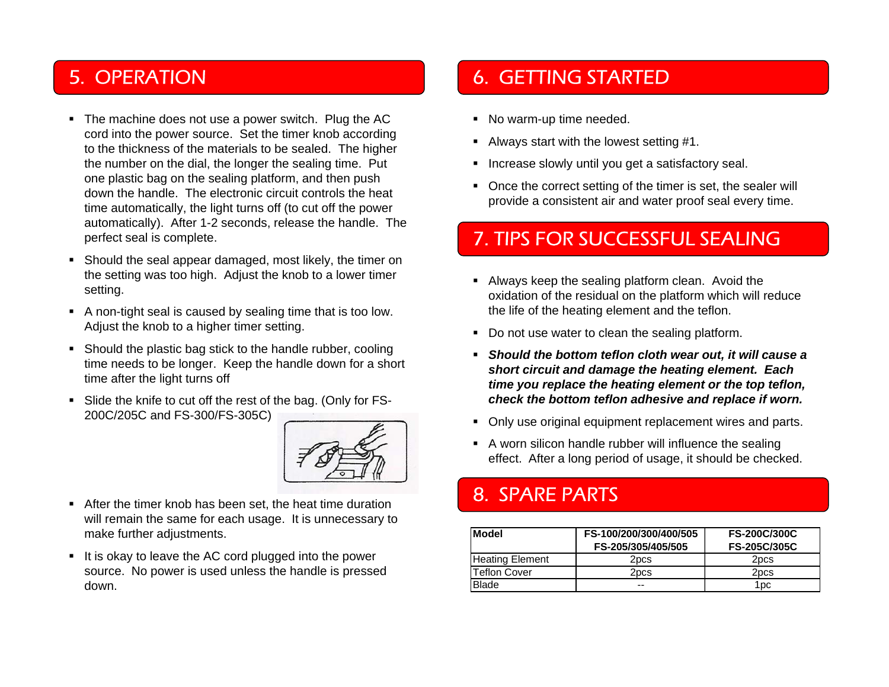## 5. OPERATION

- The machine does not use a power switch. Plug the AC cord into the power source. Set the timer knob according to the thickness of the materials to be sealed. The higher the number on the dial, the longer the sealing time. Put one plastic bag on the sealing platform, and then push down the handle. The electronic circuit controls the heat time automatically, the light turns off (to cut off the power automatically). After 1-2 seconds, release the handle. The perfect seal is complete.
- Should the seal appear damaged, most likely, the timer on the setting was too high. Adjust the knob to a lower timer setting.
- A non-tight seal is caused by sealing time that is too low. Adjust the knob to a higher timer setting.
- Should the plastic bag stick to the handle rubber, cooling time needs to be longer. Keep the handle down for a short time after the light turns off
- Slide the knife to cut off the rest of the bag. (Only for FS-200C/205C and FS-300/FS-305C)
- After the timer knob has been set, the heat time duration will remain the same for each usage. It is unnecessary to make further adjustments.
- It is okay to leave the AC cord plugged into the power source. No power is used unless the handle is pressed down.

## 6. GETTING STARTED

- No warm-up time needed.
- Always start with the lowest setting #1.
- Increase slowly until you get a satisfactory seal.
- Once the correct setting of the timer is set, the sealer will provide a consistent air and water proof seal every time.

## 7. TIPS FOR SUCCESSFUL SEALING

- Always keep the sealing platform clean. Avoid the oxidation of the residual on the platform which will reduce the life of the heating element and the teflon.
- Do not use water to clean the sealing platform.
- ***Should the bottom teflon cloth wear out, it will cause a short circuit and damage the heating element. Each time you replace the heating element or the top teflon, check the bottom teflon adhesive and replace if worn.***
- Only use original equipment replacement wires and parts.
- A worn silicon handle rubber will influence the sealing effect. After a long period of usage, it should be checked.

## 8. SPARE PARTS

| Model | FS-100/200/300/400/505<br>FS-205/305/405/505 | FS-200C/300C<br>FS-205C/305C |
|---|---|---|
| Heating Element | 2pcs | 2pcs |
| Teflon Cover | 2pcs | 2pcs |
| Blade | -- | 1pc |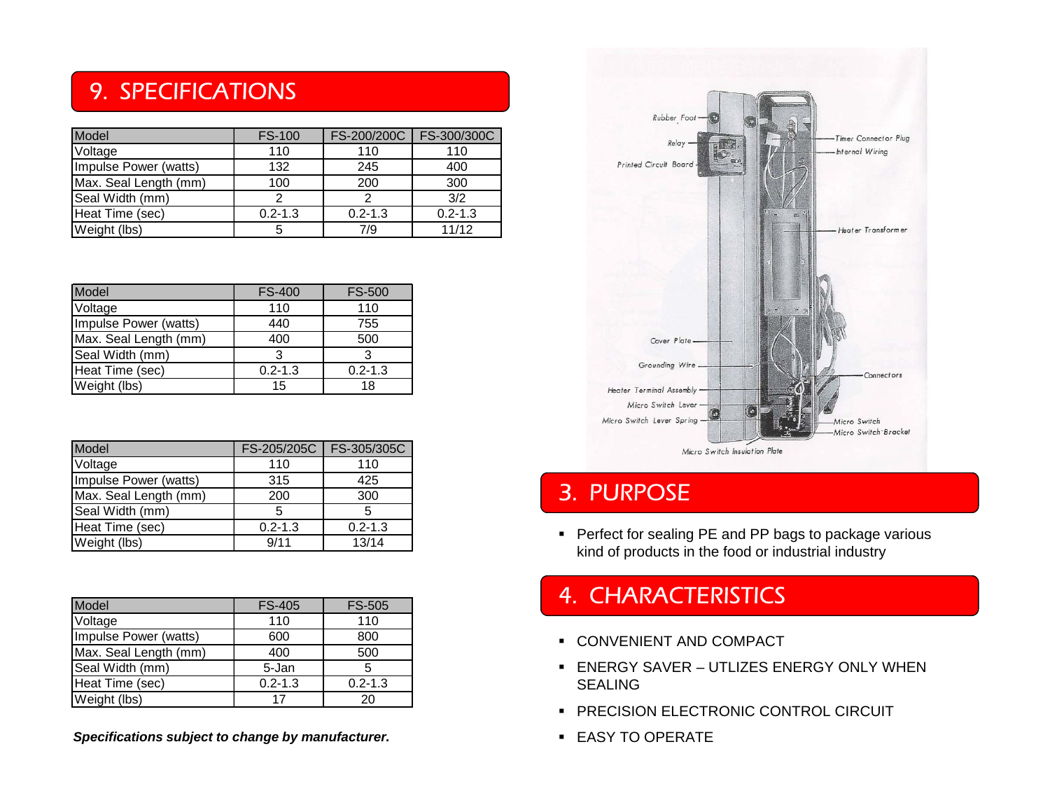## 9. SPECIFICATIONS

| Model | FS-100 | FS-200/200C | FS-300/300C |
|---|---|---|---|
| Voltage | 110 | 110 | 110 |
| Impulse Power (watts) | 132 | 245 | 400 |
| Max. Seal Length (mm) | 100 | 200 | 300 |
| Seal Width (mm) | 2 | 2 | 3/2 |
| Heat Time (sec) | 0.2-1.3 | 0.2-1.3 | 0.2-1.3 |
| Weight (lbs) | 5 | 7/9 | 11/12 |

| Model | FS-400 | FS-500 |
|---|---|---|
| Voltage | 110 | 110 |
| Impulse Power (watts) | 440 | 755 |
| Max. Seal Length (mm) | 400 | 500 |
| Seal Width (mm) | 3 | 3 |
| Heat Time (sec) | 0.2-1.3 | 0.2-1.3 |
| Weight (lbs) | 15 | 18 |

| Model | FS-205/205C | FS-305/305C |
|---|---|---|
| Voltage | 110 | 110 |
| Impulse Power (watts) | 315 | 425 |
| Max. Seal Length (mm) | 200 | 300 |
| Seal Width (mm) | 5 | 5 |
| Heat Time (sec) | 0.2-1.3 | 0.2-1.3 |
| Weight (lbs) | 9/11 | 13/14 |

| Model | FS-405 | FS-505 |
|---|---|---|
| Voltage | 110 | 110 |
| Impulse Power (watts) | 600 | 800 |
| Max. Seal Length (mm) | 400 | 500 |
| Seal Width (mm) | 5-Jan | 5 |
| Heat Time (sec) | 0.2-1.3 | 0.2-1.3 |
| Weight (lbs) | 17 | 20 |

***Specifications subject to change by manufacturer.***

Rubber Foot
Relay
Printed Circuit Board
Timer Connector Plug
Internal Wiring
Heater Transformer
Cover Plate
Grounding Wire
Connectors
Heater Terminal Assembly
Micro Switch Lever
Micro Switch Lever Spring
Micro Switch
Micro Switch Bracket
Micro Switch Insulation Plate

## 3. PURPOSE

- Perfect for sealing PE and PP bags to package various kind of products in the food or industrial industry

## 4. CHARACTERISTICS

- CONVENIENT AND COMPACT
- ENERGY SAVER – UTLIZES ENERGY ONLY WHEN SEALING
- PRECISION ELECTRONIC CONTROL CIRCUIT
- EASY TO OPERATE